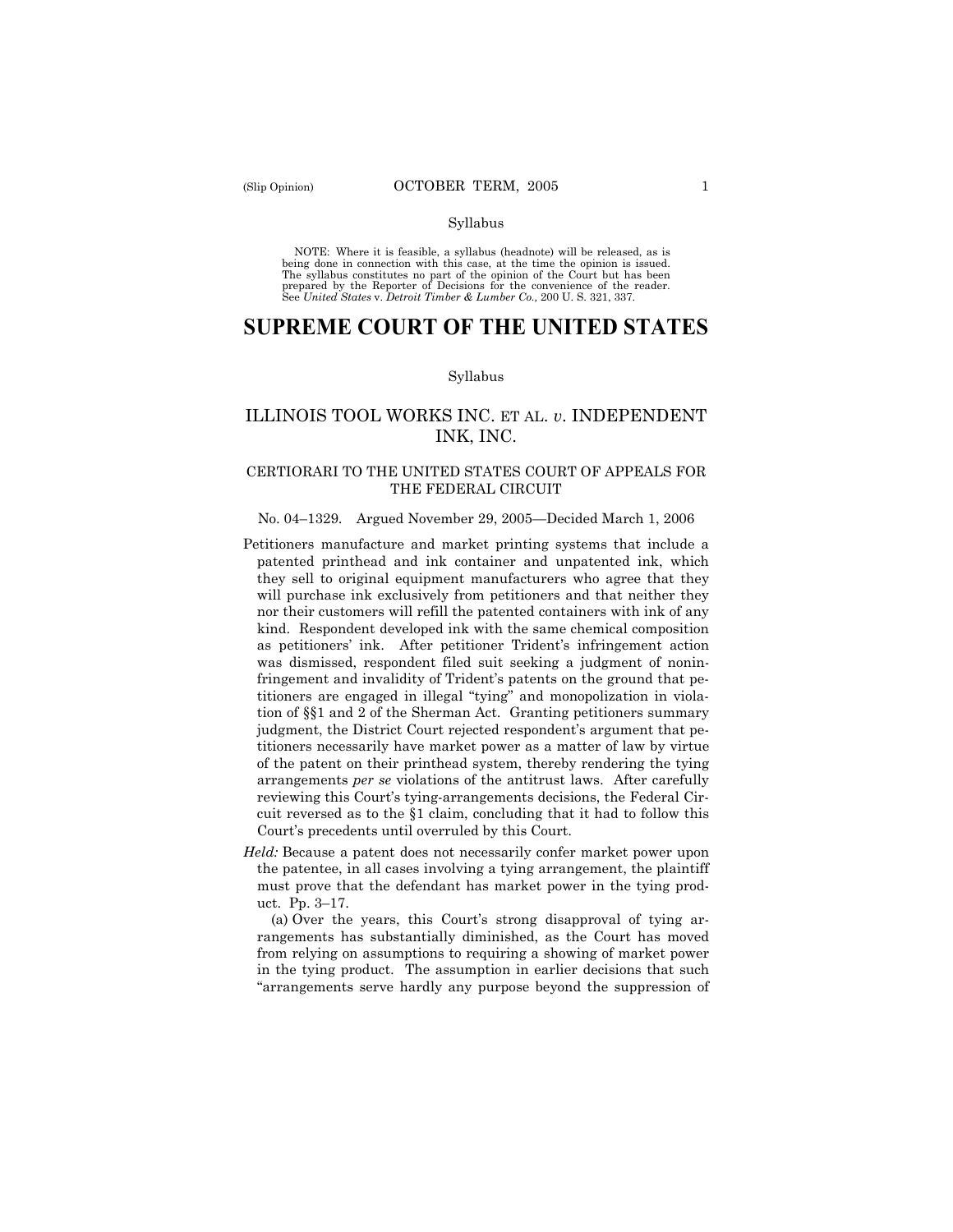Syllabus

NOTE: Where it is feasible, a syllabus (headnote) will be released, as is being done in connection with this case, at the time the opinion is issued. The syllabus constitutes no part of the opinion of the Court but has been prepared by the Reporter of Decisions for the convenience of the reader. See *United States* v. *Detroit Timber & Lumber Co.,* 200 U. S. 321, 337.

# SUPREME COURT OF THE UNITED STATES

Syllabus

## ILLINOIS TOOL WORKS INC. ET AL. *v.* INDEPENDENT INK, INC.

### CERTIORARI TO THE UNITED STATES COURT OF APPEALS FOR THE FEDERAL CIRCUIT

No. 04–1329. Argued November 29, 2005—Decided March 1, 2006

Petitioners manufacture and market printing systems that include a patented printhead and ink container and unpatented ink, which they sell to original equipment manufacturers who agree that they will purchase ink exclusively from petitioners and that neither they nor their customers will refill the patented containers with ink of any kind. Respondent developed ink with the same chemical composition as petitioners' ink. After petitioner Trident's infringement action was dismissed, respondent filed suit seeking a judgment of noninfringement and invalidity of Trident's patents on the ground that petitioners are engaged in illegal "tying" and monopolization in violation of §§1 and 2 of the Sherman Act. Granting petitioners summary judgment, the District Court rejected respondent's argument that petitioners necessarily have market power as a matter of law by virtue of the patent on their printhead system, thereby rendering the tying arrangements *per se* violations of the antitrust laws. After carefully reviewing this Court's tying-arrangements decisions, the Federal Circuit reversed as to the §1 claim, concluding that it had to follow this Court's precedents until overruled by this Court.

*Held:* Because a patent does not necessarily confer market power upon the patentee, in all cases involving a tying arrangement, the plaintiff must prove that the defendant has market power in the tying product. Pp. 3–17.

(a) Over the years, this Court's strong disapproval of tying arrangements has substantially diminished, as the Court has moved from relying on assumptions to requiring a showing of market power in the tying product. The assumption in earlier decisions that such "arrangements serve hardly any purpose beyond the suppression of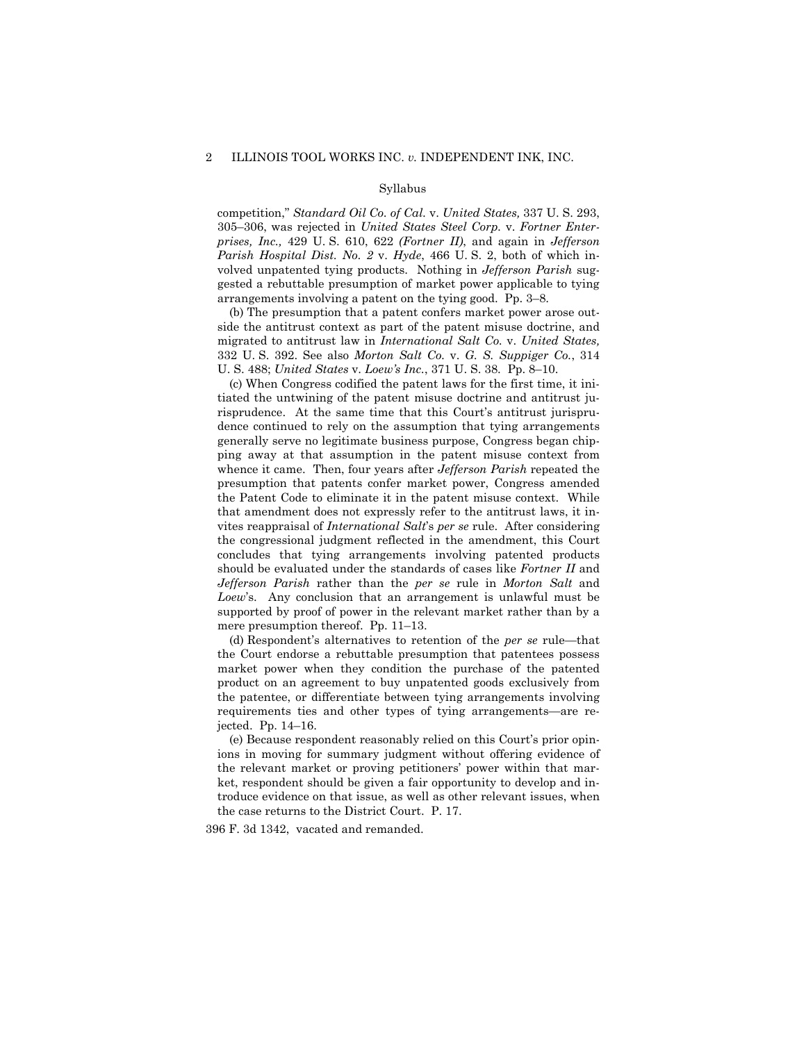Syllabus

competition," *Standard Oil Co. of Cal.* v. *United States,* 337 U. S. 293, 305–306, was rejected in *United States Steel Corp.* v. *Fortner Enterprises, Inc.,* 429 U. S. 610, 622 *(Fortner II)*, and again in *Jefferson Parish Hospital Dist. No. 2* v. *Hyde*, 466 U. S. 2, both of which involved unpatented tying products. Nothing in *Jefferson Parish* suggested a rebuttable presumption of market power applicable to tying arrangements involving a patent on the tying good. Pp. 3–8.

(b) The presumption that a patent confers market power arose outside the antitrust context as part of the patent misuse doctrine, and migrated to antitrust law in *International Salt Co.* v. *United States,* 332 U. S. 392. See also *Morton Salt Co.* v. *G. S. Suppiger Co.*, 314 U. S. 488; *United States* v. *Loew's Inc.*, 371 U. S. 38. Pp. 8–10.

(c) When Congress codified the patent laws for the first time, it initiated the untwining of the patent misuse doctrine and antitrust jurisprudence. At the same time that this Court's antitrust jurisprudence continued to rely on the assumption that tying arrangements generally serve no legitimate business purpose, Congress began chipping away at that assumption in the patent misuse context from whence it came. Then, four years after *Jefferson Parish* repeated the presumption that patents confer market power, Congress amended the Patent Code to eliminate it in the patent misuse context. While that amendment does not expressly refer to the antitrust laws, it invites reappraisal of *International Salt*'s *per se* rule. After considering the congressional judgment reflected in the amendment, this Court concludes that tying arrangements involving patented products should be evaluated under the standards of cases like *Fortner II* and *Jefferson Parish* rather than the *per se* rule in *Morton Salt* and *Loew*'s. Any conclusion that an arrangement is unlawful must be supported by proof of power in the relevant market rather than by a mere presumption thereof. Pp. 11–13.

(d) Respondent's alternatives to retention of the *per se* rule—that the Court endorse a rebuttable presumption that patentees possess market power when they condition the purchase of the patented product on an agreement to buy unpatented goods exclusively from the patentee, or differentiate between tying arrangements involving requirements ties and other types of tying arrangements—are rejected. Pp. 14–16.

(e) Because respondent reasonably relied on this Court's prior opinions in moving for summary judgment without offering evidence of the relevant market or proving petitioners' power within that market, respondent should be given a fair opportunity to develop and introduce evidence on that issue, as well as other relevant issues, when the case returns to the District Court. P. 17.

396 F. 3d 1342, vacated and remanded.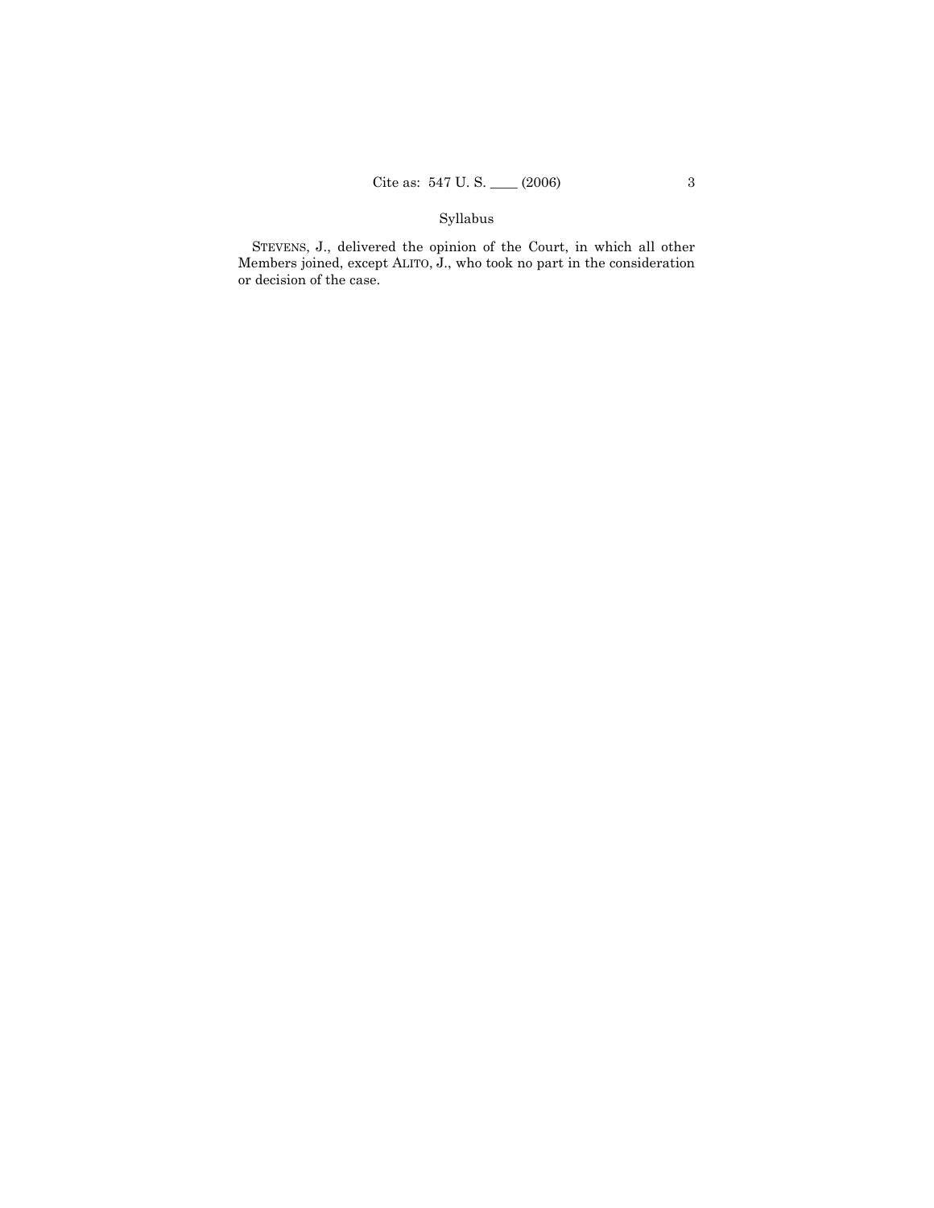Syllabus

STEVENS, J., delivered the opinion of the Court, in which all other Members joined, except ALITO, J., who took no part in the consideration or decision of the case.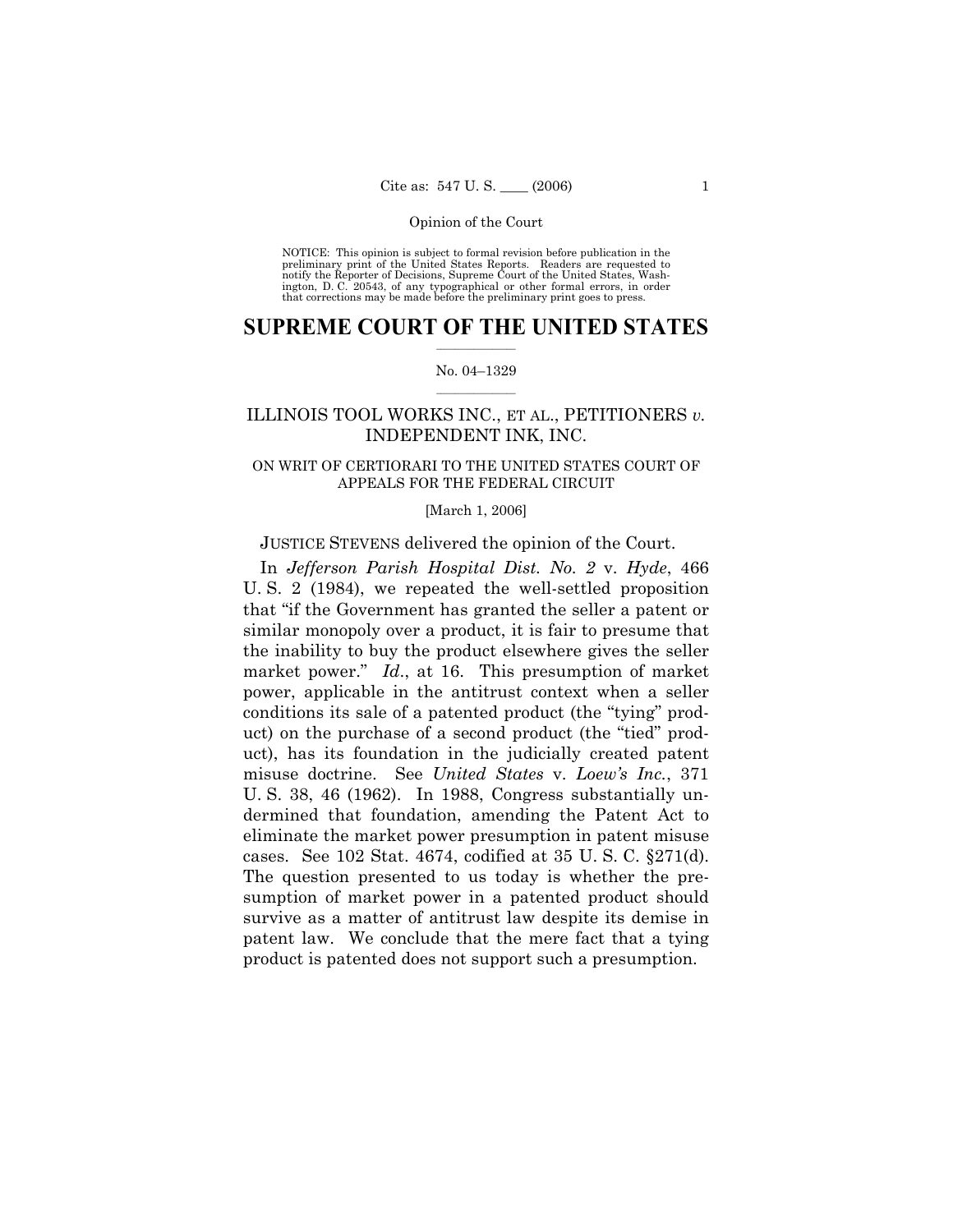NOTICE: This opinion is subject to formal revision before publication in the preliminary print of the United States Reports. Readers are requested to notify the Reporter of Decisions, Supreme Court of the United States, Washington, D. C. 20543, of any typographical or other formal errors, in order that corrections may be made before the preliminary print goes to press.

# SUPREME COURT OF THE UNITED STATES

No. 04–1329

## ILLINOIS TOOL WORKS INC., ET AL., PETITIONERS *v.* INDEPENDENT INK, INC.

ON WRIT OF CERTIORARI TO THE UNITED STATES COURT OF APPEALS FOR THE FEDERAL CIRCUIT

[March 1, 2006]

JUSTICE STEVENS delivered the opinion of the Court.

In *Jefferson Parish Hospital Dist. No. 2* v. *Hyde*, 466 U. S. 2 (1984), we repeated the well-settled proposition that "if the Government has granted the seller a patent or similar monopoly over a product, it is fair to presume that the inability to buy the product elsewhere gives the seller market power." *Id.*, at 16. This presumption of market power, applicable in the antitrust context when a seller conditions its sale of a patented product (the "tying" product) on the purchase of a second product (the "tied" product), has its foundation in the judicially created patent misuse doctrine. See *United States* v. *Loew's Inc.*, 371 U. S. 38, 46 (1962). In 1988, Congress substantially undermined that foundation, amending the Patent Act to eliminate the market power presumption in patent misuse cases. See 102 Stat. 4674, codified at 35 U. S. C. §271(d). The question presented to us today is whether the presumption of market power in a patented product should survive as a matter of antitrust law despite its demise in patent law. We conclude that the mere fact that a tying product is patented does not support such a presumption.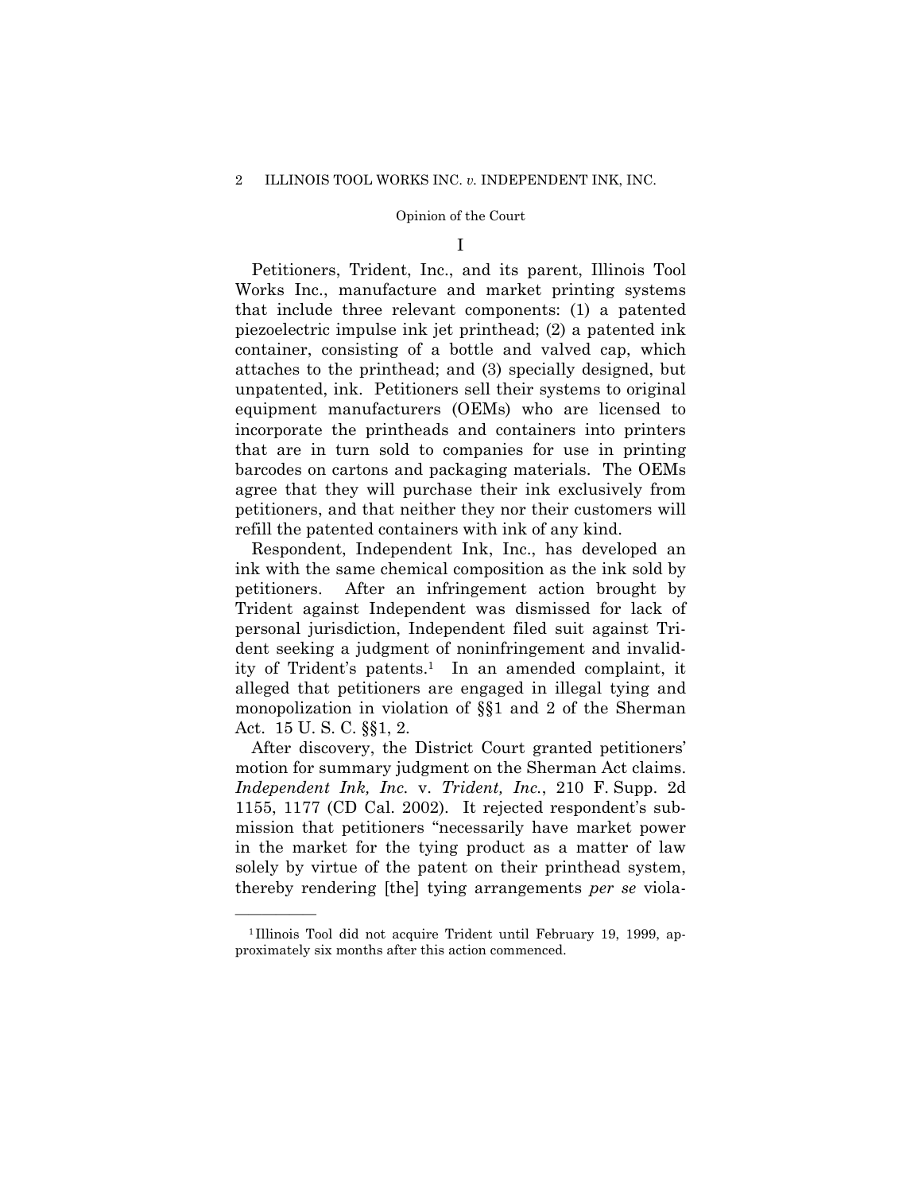## I

Petitioners, Trident, Inc., and its parent, Illinois Tool Works Inc., manufacture and market printing systems that include three relevant components: (1) a patented piezoelectric impulse ink jet printhead; (2) a patented ink container, consisting of a bottle and valved cap, which attaches to the printhead; and (3) specially designed, but unpatented, ink. Petitioners sell their systems to original equipment manufacturers (OEMs) who are licensed to incorporate the printheads and containers into printers that are in turn sold to companies for use in printing barcodes on cartons and packaging materials. The OEMs agree that they will purchase their ink exclusively from petitioners, and that neither they nor their customers will refill the patented containers with ink of any kind.

Respondent, Independent Ink, Inc., has developed an ink with the same chemical composition as the ink sold by petitioners. After an infringement action brought by Trident against Independent was dismissed for lack of personal jurisdiction, Independent filed suit against Trident seeking a judgment of noninfringement and invalidity of Trident's patents.[1] In an amended complaint, it alleged that petitioners are engaged in illegal tying and monopolization in violation of §§1 and 2 of the Sherman Act. 15 U. S. C. §§1, 2.

After discovery, the District Court granted petitioners' motion for summary judgment on the Sherman Act claims. *Independent Ink, Inc.* v. *Trident, Inc.*, 210 F. Supp. 2d 1155, 1177 (CD Cal. 2002). It rejected respondent's submission that petitioners "necessarily have market power in the market for the tying product as a matter of law solely by virtue of the patent on their printhead system, thereby rendering [the] tying arrangements *per se* viola-

---

[1] Illinois Tool did not acquire Trident until February 19, 1999, approximately six months after this action commenced.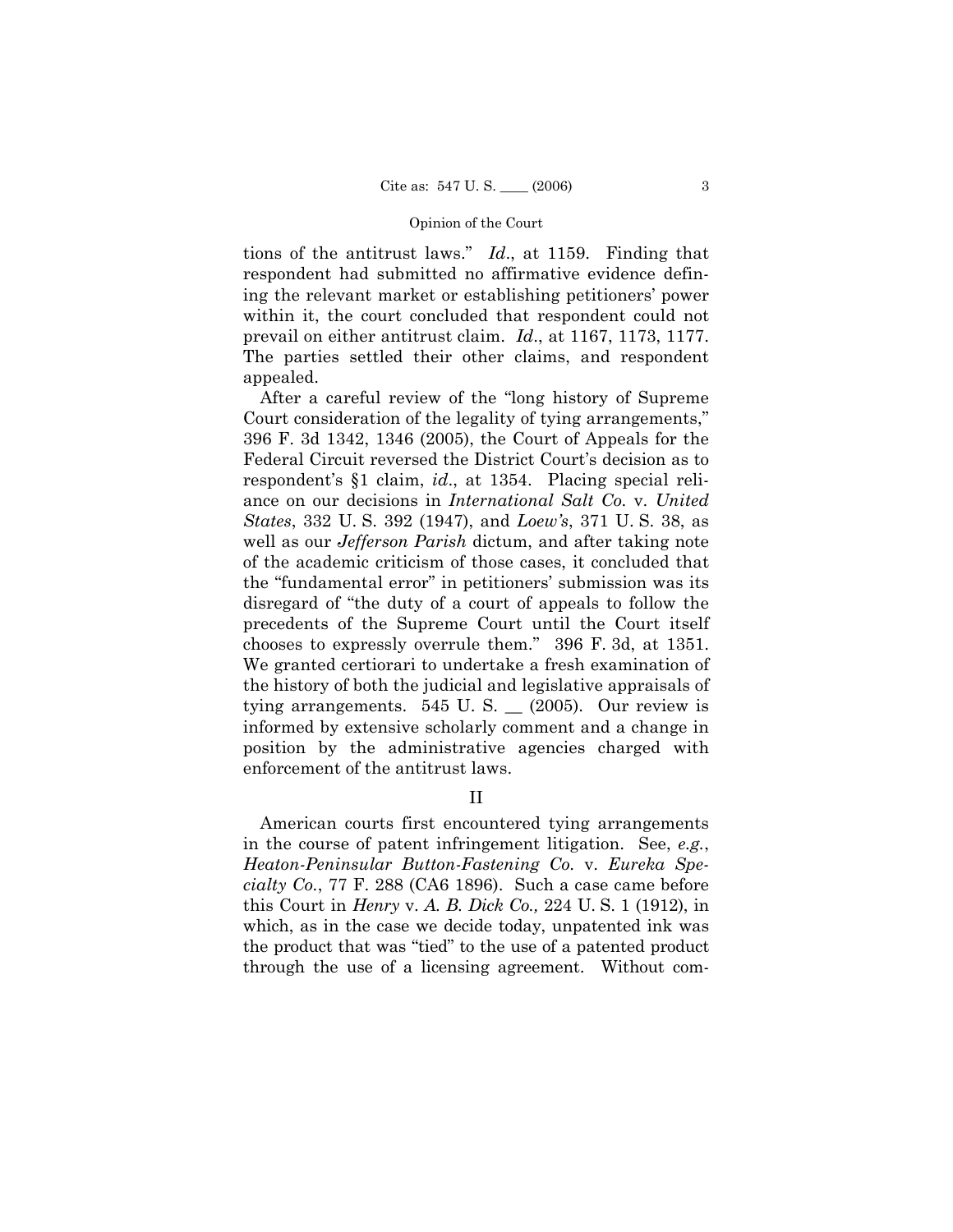tions of the antitrust laws." *Id*., at 1159. Finding that respondent had submitted no affirmative evidence defining the relevant market or establishing petitioners' power within it, the court concluded that respondent could not prevail on either antitrust claim. *Id*., at 1167, 1173, 1177. The parties settled their other claims, and respondent appealed.

After a careful review of the "long history of Supreme Court consideration of the legality of tying arrangements," 396 F. 3d 1342, 1346 (2005), the Court of Appeals for the Federal Circuit reversed the District Court's decision as to respondent's §1 claim, *id*., at 1354. Placing special reliance on our decisions in *International Salt Co.* v. *United States*, 332 U. S. 392 (1947), and *Loew's*, 371 U. S. 38, as well as our *Jefferson Parish* dictum, and after taking note of the academic criticism of those cases, it concluded that the "fundamental error" in petitioners' submission was its disregard of "the duty of a court of appeals to follow the precedents of the Supreme Court until the Court itself chooses to expressly overrule them." 396 F. 3d, at 1351. We granted certiorari to undertake a fresh examination of the history of both the judicial and legislative appraisals of tying arrangements. 545 U. S. __ (2005). Our review is informed by extensive scholarly comment and a change in position by the administrative agencies charged with enforcement of the antitrust laws.

## II

American courts first encountered tying arrangements in the course of patent infringement litigation. See, *e.g.*, *Heaton-Peninsular Button-Fastening Co.* v. *Eureka Specialty Co.*, 77 F. 288 (CA6 1896). Such a case came before this Court in *Henry* v. *A. B. Dick Co.,* 224 U. S. 1 (1912), in which, as in the case we decide today, unpatented ink was the product that was "tied" to the use of a patented product through the use of a licensing agreement. Without com-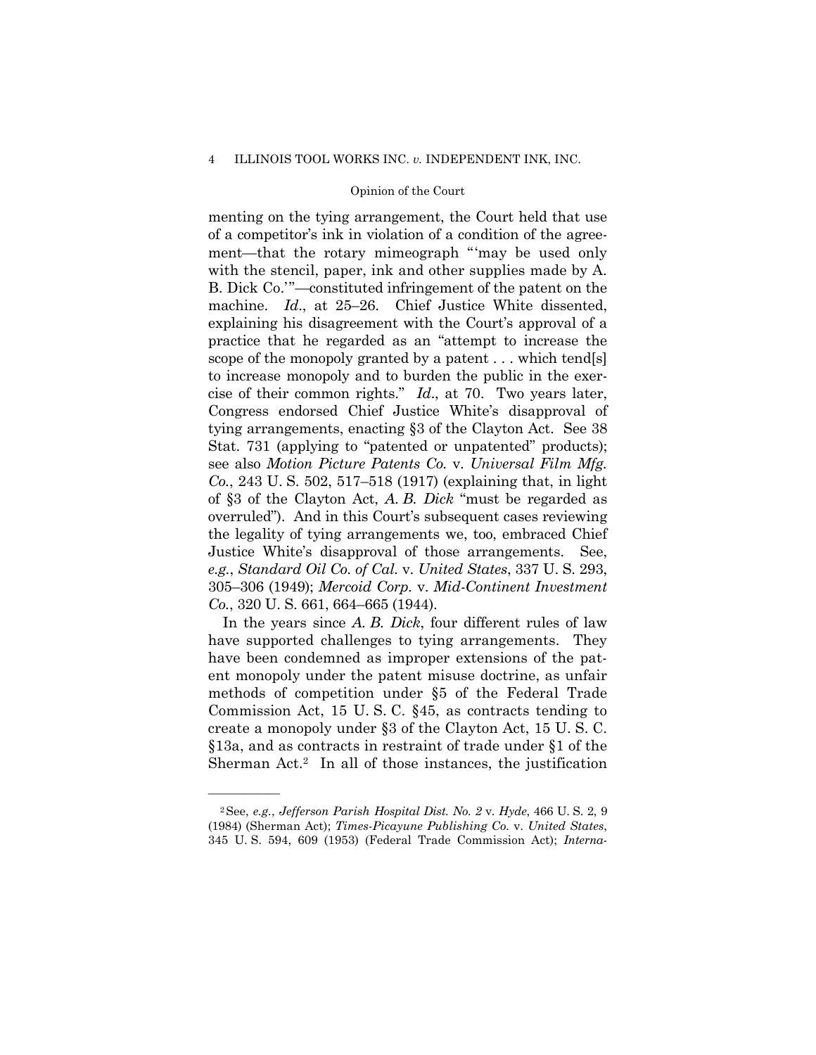menting on the tying arrangement, the Court held that use of a competitor's ink in violation of a condition of the agreement—that the rotary mimeograph "'may be used only with the stencil, paper, ink and other supplies made by A. B. Dick Co.'"—constituted infringement of the patent on the machine. *Id.*, at 25–26. Chief Justice White dissented, explaining his disagreement with the Court's approval of a practice that he regarded as an "attempt to increase the scope of the monopoly granted by a patent . . . which tend[s] to increase monopoly and to burden the public in the exercise of their common rights." *Id.*, at 70. Two years later, Congress endorsed Chief Justice White's disapproval of tying arrangements, enacting §3 of the Clayton Act. See 38 Stat. 731 (applying to "patented or unpatented" products); see also *Motion Picture Patents Co.* v. *Universal Film Mfg. Co.*, 243 U. S. 502, 517–518 (1917) (explaining that, in light of §3 of the Clayton Act, *A. B. Dick* "must be regarded as overruled"). And in this Court's subsequent cases reviewing the legality of tying arrangements we, too, embraced Chief Justice White's disapproval of those arrangements. See, *e.g.*, *Standard Oil Co. of Cal.* v. *United States*, 337 U. S. 293, 305–306 (1949); *Mercoid Corp.* v. *Mid-Continent Investment Co.*, 320 U. S. 661, 664–665 (1944).

In the years since *A. B. Dick*, four different rules of law have supported challenges to tying arrangements. They have been condemned as improper extensions of the patent monopoly under the patent misuse doctrine, as unfair methods of competition under §5 of the Federal Trade Commission Act, 15 U. S. C. §45, as contracts tending to create a monopoly under §3 of the Clayton Act, 15 U. S. C. §13a, and as contracts in restraint of trade under §1 of the Sherman Act.[2] In all of those instances, the justification

---

[2] See, *e.g.*, *Jefferson Parish Hospital Dist. No. 2* v. *Hyde*, 466 U. S. 2, 9 (1984) (Sherman Act); *Times-Picayune Publishing Co.* v. *United States*, 345 U. S. 594, 609 (1953) (Federal Trade Commission Act); *Interna-*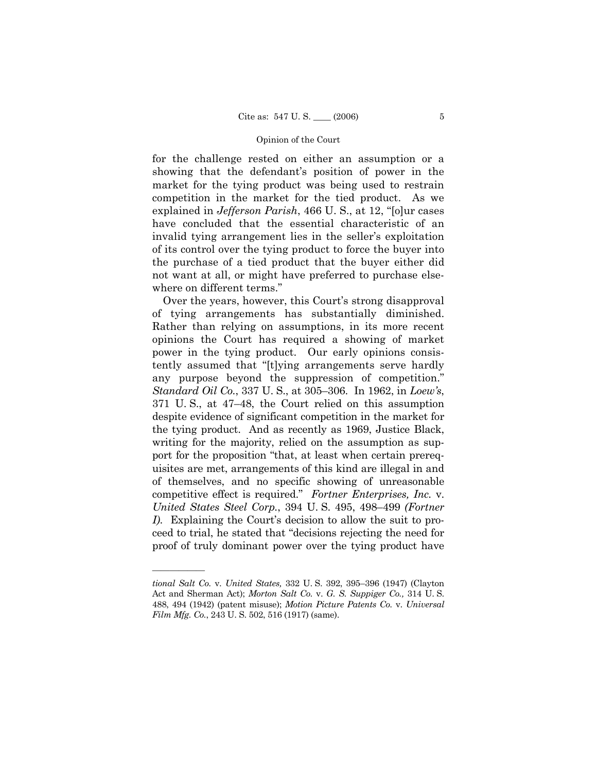for the challenge rested on either an assumption or a showing that the defendant's position of power in the market for the tying product was being used to restrain competition in the market for the tied product. As we explained in *Jefferson Parish*, 466 U. S., at 12, "[o]ur cases have concluded that the essential characteristic of an invalid tying arrangement lies in the seller's exploitation of its control over the tying product to force the buyer into the purchase of a tied product that the buyer either did not want at all, or might have preferred to purchase elsewhere on different terms."

Over the years, however, this Court's strong disapproval of tying arrangements has substantially diminished. Rather than relying on assumptions, in its more recent opinions the Court has required a showing of market power in the tying product. Our early opinions consistently assumed that "[t]ying arrangements serve hardly any purpose beyond the suppression of competition." *Standard Oil Co.*, 337 U. S., at 305–306. In 1962, in *Loew's*, 371 U. S., at 47–48, the Court relied on this assumption despite evidence of significant competition in the market for the tying product. And as recently as 1969, Justice Black, writing for the majority, relied on the assumption as support for the proposition "that, at least when certain prerequisites are met, arrangements of this kind are illegal in and of themselves, and no specific showing of unreasonable competitive effect is required." *Fortner Enterprises, Inc.* v. *United States Steel Corp.*, 394 U. S. 495, 498–499 *(Fortner I).* Explaining the Court's decision to allow the suit to proceed to trial, he stated that "decisions rejecting the need for proof of truly dominant power over the tying product have

---

*tional Salt Co.* v. *United States,* 332 U. S. 392, 395–396 (1947) (Clayton Act and Sherman Act); *Morton Salt Co.* v. *G. S. Suppiger Co.,* 314 U. S. 488, 494 (1942) (patent misuse); *Motion Picture Patents Co.* v. *Universal Film Mfg. Co.*, 243 U. S. 502, 516 (1917) (same).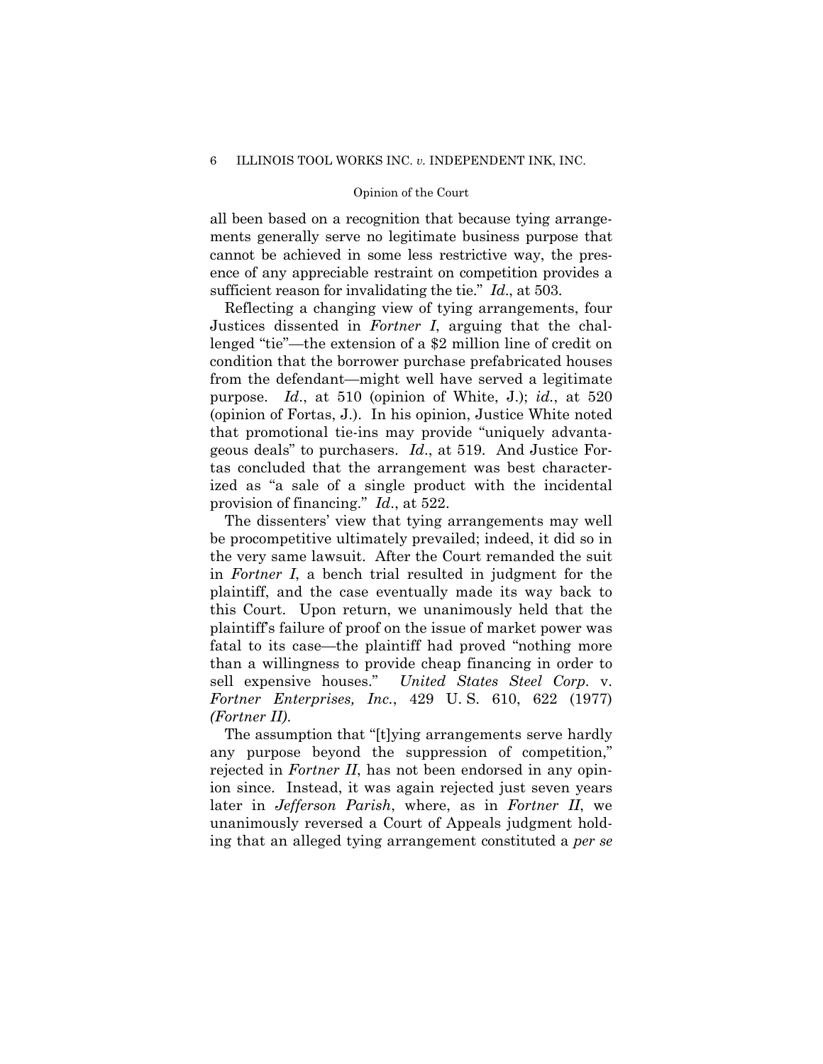all been based on a recognition that because tying arrangements generally serve no legitimate business purpose that cannot be achieved in some less restrictive way, the presence of any appreciable restraint on competition provides a sufficient reason for invalidating the tie." *Id.*, at 503.

Reflecting a changing view of tying arrangements, four Justices dissented in *Fortner I*, arguing that the challenged "tie"—the extension of a $2 million line of credit on condition that the borrower purchase prefabricated houses from the defendant—might well have served a legitimate purpose. *Id.*, at 510 (opinion of White, J.); *id.*, at 520 (opinion of Fortas, J.). In his opinion, Justice White noted that promotional tie-ins may provide "uniquely advantageous deals" to purchasers. *Id.*, at 519. And Justice Fortas concluded that the arrangement was best characterized as "a sale of a single product with the incidental provision of financing." *Id.*, at 522.

The dissenters' view that tying arrangements may well be procompetitive ultimately prevailed; indeed, it did so in the very same lawsuit. After the Court remanded the suit in *Fortner I*, a bench trial resulted in judgment for the plaintiff, and the case eventually made its way back to this Court. Upon return, we unanimously held that the plaintiff's failure of proof on the issue of market power was fatal to its case—the plaintiff had proved "nothing more than a willingness to provide cheap financing in order to sell expensive houses." *United States Steel Corp.* v. *Fortner Enterprises, Inc.*, 429 U. S. 610, 622 (1977) *(Fortner II)*.

The assumption that "[t]ying arrangements serve hardly any purpose beyond the suppression of competition," rejected in *Fortner II*, has not been endorsed in any opinion since. Instead, it was again rejected just seven years later in *Jefferson Parish*, where, as in *Fortner II*, we unanimously reversed a Court of Appeals judgment holding that an alleged tying arrangement constituted a *per se*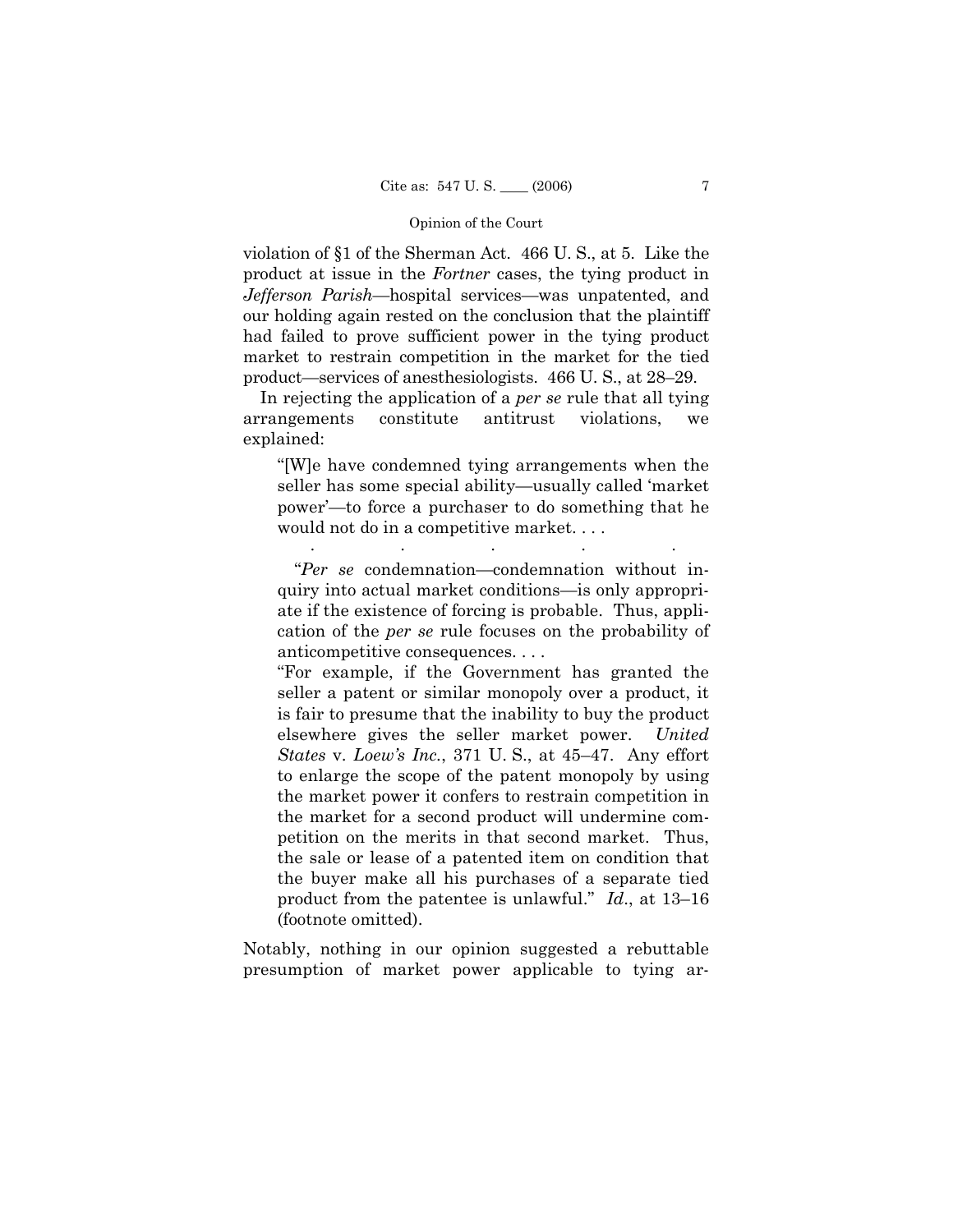violation of §1 of the Sherman Act. 466 U. S., at 5. Like the product at issue in the *Fortner* cases, the tying product in *Jefferson Parish*—hospital services—was unpatented, and our holding again rested on the conclusion that the plaintiff had failed to prove sufficient power in the tying product market to restrain competition in the market for the tied product—services of anesthesiologists. 466 U. S., at 28–29.

In rejecting the application of a *per se* rule that all tying arrangements constitute antitrust violations, we explained:

> "[W]e have condemned tying arrangements when the seller has some special ability—usually called 'market power'—to force a purchaser to do something that he would not do in a competitive market. . . .
>
> . . . . .
>
> "*Per se* condemnation—condemnation without inquiry into actual market conditions—is only appropriate if the existence of forcing is probable. Thus, application of the *per se* rule focuses on the probability of anticompetitive consequences. . . .
>
> "For example, if the Government has granted the seller a patent or similar monopoly over a product, it is fair to presume that the inability to buy the product elsewhere gives the seller market power. *United States* v. *Loew's Inc.*, 371 U. S., at 45–47. Any effort to enlarge the scope of the patent monopoly by using the market power it confers to restrain competition in the market for a second product will undermine competition on the merits in that second market. Thus, the sale or lease of a patented item on condition that the buyer make all his purchases of a separate tied product from the patentee is unlawful." *Id.*, at 13–16 (footnote omitted).

Notably, nothing in our opinion suggested a rebuttable presumption of market power applicable to tying ar-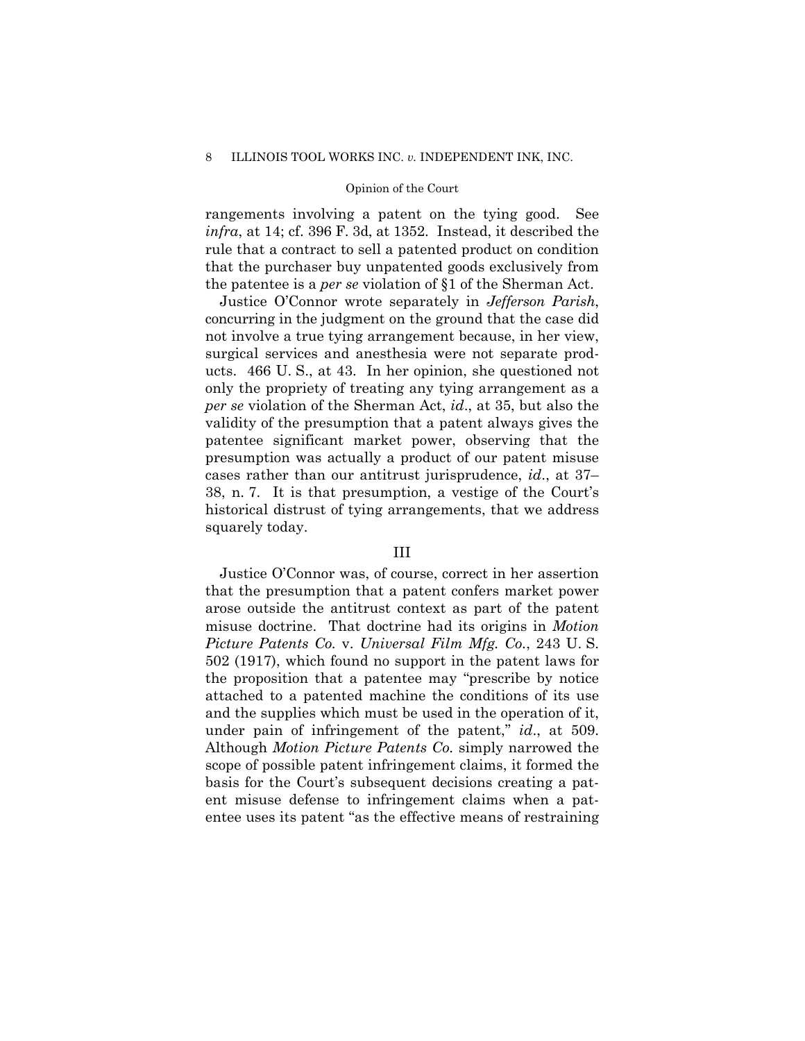rangements involving a patent on the tying good. See *infra*, at 14; cf. 396 F. 3d, at 1352. Instead, it described the rule that a contract to sell a patented product on condition that the purchaser buy unpatented goods exclusively from the patentee is a *per se* violation of §1 of the Sherman Act.

Justice O'Connor wrote separately in *Jefferson Parish*, concurring in the judgment on the ground that the case did not involve a true tying arrangement because, in her view, surgical services and anesthesia were not separate products. 466 U. S., at 43. In her opinion, she questioned not only the propriety of treating any tying arrangement as a *per se* violation of the Sherman Act, *id*., at 35, but also the validity of the presumption that a patent always gives the patentee significant market power, observing that the presumption was actually a product of our patent misuse cases rather than our antitrust jurisprudence, *id*., at 37–38, n. 7. It is that presumption, a vestige of the Court's historical distrust of tying arrangements, that we address squarely today.

## III

Justice O'Connor was, of course, correct in her assertion that the presumption that a patent confers market power arose outside the antitrust context as part of the patent misuse doctrine. That doctrine had its origins in *Motion Picture Patents Co.* v. *Universal Film Mfg. Co.*, 243 U. S. 502 (1917), which found no support in the patent laws for the proposition that a patentee may "prescribe by notice attached to a patented machine the conditions of its use and the supplies which must be used in the operation of it, under pain of infringement of the patent," *id*., at 509. Although *Motion Picture Patents Co.* simply narrowed the scope of possible patent infringement claims, it formed the basis for the Court's subsequent decisions creating a patent misuse defense to infringement claims when a patentee uses its patent "as the effective means of restraining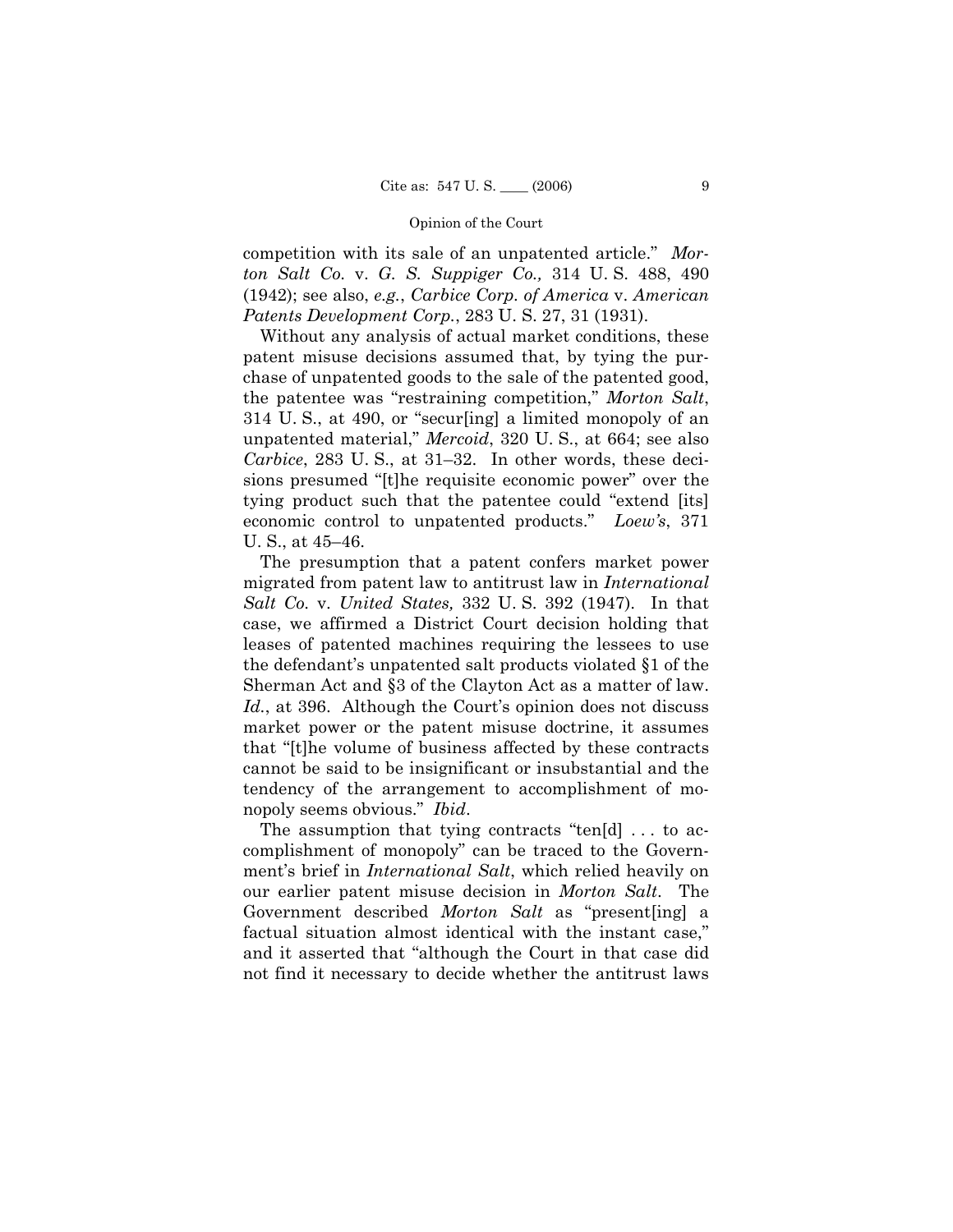competition with its sale of an unpatented article." *Morton Salt Co.* v. *G. S. Suppiger Co.,* 314 U. S. 488, 490 (1942); see also, *e.g.*, *Carbice Corp. of America* v. *American Patents Development Corp.*, 283 U. S. 27, 31 (1931).

Without any analysis of actual market conditions, these patent misuse decisions assumed that, by tying the purchase of unpatented goods to the sale of the patented good, the patentee was "restraining competition," *Morton Salt*, 314 U. S., at 490, or "secur[ing] a limited monopoly of an unpatented material," *Mercoid*, 320 U. S., at 664; see also *Carbice*, 283 U. S., at 31–32. In other words, these decisions presumed "[t]he requisite economic power" over the tying product such that the patentee could "extend [its] economic control to unpatented products." *Loew's*, 371 U. S., at 45–46.

The presumption that a patent confers market power migrated from patent law to antitrust law in *International Salt Co.* v. *United States,* 332 U. S. 392 (1947). In that case, we affirmed a District Court decision holding that leases of patented machines requiring the lessees to use the defendant's unpatented salt products violated §1 of the Sherman Act and §3 of the Clayton Act as a matter of law. *Id.*, at 396. Although the Court's opinion does not discuss market power or the patent misuse doctrine, it assumes that "[t]he volume of business affected by these contracts cannot be said to be insignificant or insubstantial and the tendency of the arrangement to accomplishment of monopoly seems obvious." *Ibid*.

The assumption that tying contracts "ten[d] . . . to accomplishment of monopoly" can be traced to the Government's brief in *International Salt*, which relied heavily on our earlier patent misuse decision in *Morton Salt*. The Government described *Morton Salt* as "present[ing] a factual situation almost identical with the instant case," and it asserted that "although the Court in that case did not find it necessary to decide whether the antitrust laws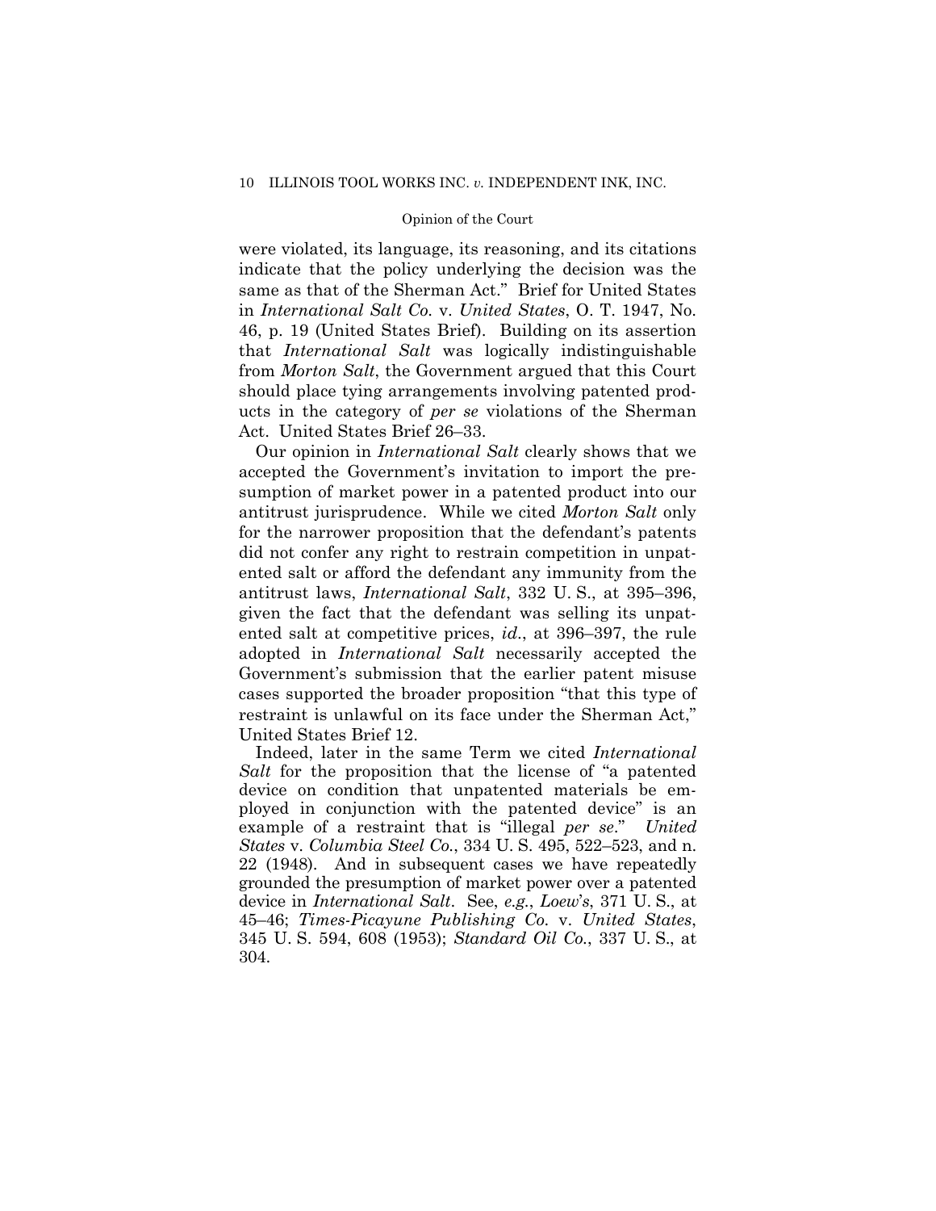were violated, its language, its reasoning, and its citations indicate that the policy underlying the decision was the same as that of the Sherman Act." Brief for United States in *International Salt Co.* v. *United States*, O. T. 1947, No. 46, p. 19 (United States Brief). Building on its assertion that *International Salt* was logically indistinguishable from *Morton Salt*, the Government argued that this Court should place tying arrangements involving patented products in the category of *per se* violations of the Sherman Act. United States Brief 26–33.

Our opinion in *International Salt* clearly shows that we accepted the Government's invitation to import the presumption of market power in a patented product into our antitrust jurisprudence. While we cited *Morton Salt* only for the narrower proposition that the defendant's patents did not confer any right to restrain competition in unpatented salt or afford the defendant any immunity from the antitrust laws, *International Salt*, 332 U. S., at 395–396, given the fact that the defendant was selling its unpatented salt at competitive prices, *id.*, at 396–397, the rule adopted in *International Salt* necessarily accepted the Government's submission that the earlier patent misuse cases supported the broader proposition "that this type of restraint is unlawful on its face under the Sherman Act," United States Brief 12.

Indeed, later in the same Term we cited *International Salt* for the proposition that the license of "a patented device on condition that unpatented materials be employed in conjunction with the patented device" is an example of a restraint that is "illegal *per se*." *United States* v. *Columbia Steel Co.*, 334 U. S. 495, 522–523, and n. 22 (1948). And in subsequent cases we have repeatedly grounded the presumption of market power over a patented device in *International Salt*. See, *e.g.*, *Loew's*, 371 U. S., at 45–46; *Times-Picayune Publishing Co.* v. *United States*, 345 U. S. 594, 608 (1953); *Standard Oil Co.*, 337 U. S., at 304.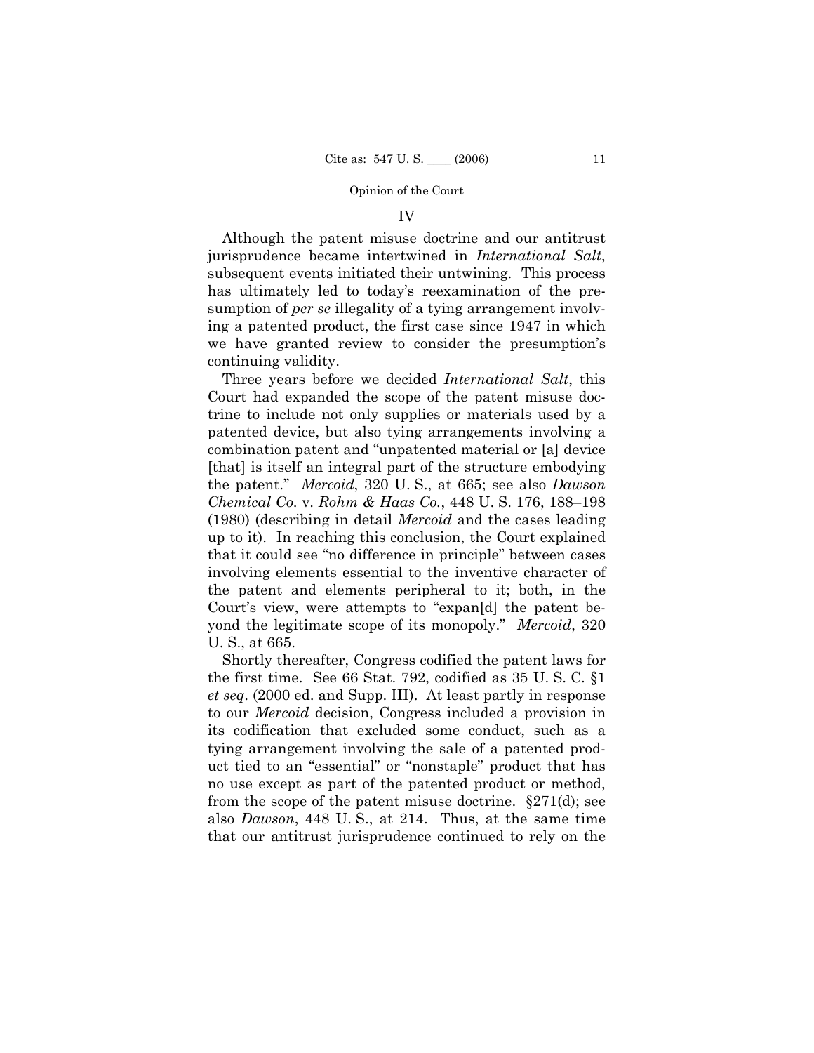## IV

Although the patent misuse doctrine and our antitrust jurisprudence became intertwined in *International Salt*, subsequent events initiated their untwining. This process has ultimately led to today's reexamination of the presumption of *per se* illegality of a tying arrangement involving a patented product, the first case since 1947 in which we have granted review to consider the presumption's continuing validity.

Three years before we decided *International Salt*, this Court had expanded the scope of the patent misuse doctrine to include not only supplies or materials used by a patented device, but also tying arrangements involving a combination patent and "unpatented material or [a] device [that] is itself an integral part of the structure embodying the patent." *Mercoid*, 320 U. S., at 665; see also *Dawson Chemical Co.* v. *Rohm & Haas Co.*, 448 U. S. 176, 188–198 (1980) (describing in detail *Mercoid* and the cases leading up to it). In reaching this conclusion, the Court explained that it could see "no difference in principle" between cases involving elements essential to the inventive character of the patent and elements peripheral to it; both, in the Court's view, were attempts to "expan[d] the patent beyond the legitimate scope of its monopoly." *Mercoid*, 320 U. S., at 665.

Shortly thereafter, Congress codified the patent laws for the first time. See 66 Stat. 792, codified as 35 U. S. C. §1 *et seq*. (2000 ed. and Supp. III). At least partly in response to our *Mercoid* decision, Congress included a provision in its codification that excluded some conduct, such as a tying arrangement involving the sale of a patented product tied to an "essential" or "nonstaple" product that has no use except as part of the patented product or method, from the scope of the patent misuse doctrine. §271(d); see also *Dawson*, 448 U. S., at 214. Thus, at the same time that our antitrust jurisprudence continued to rely on the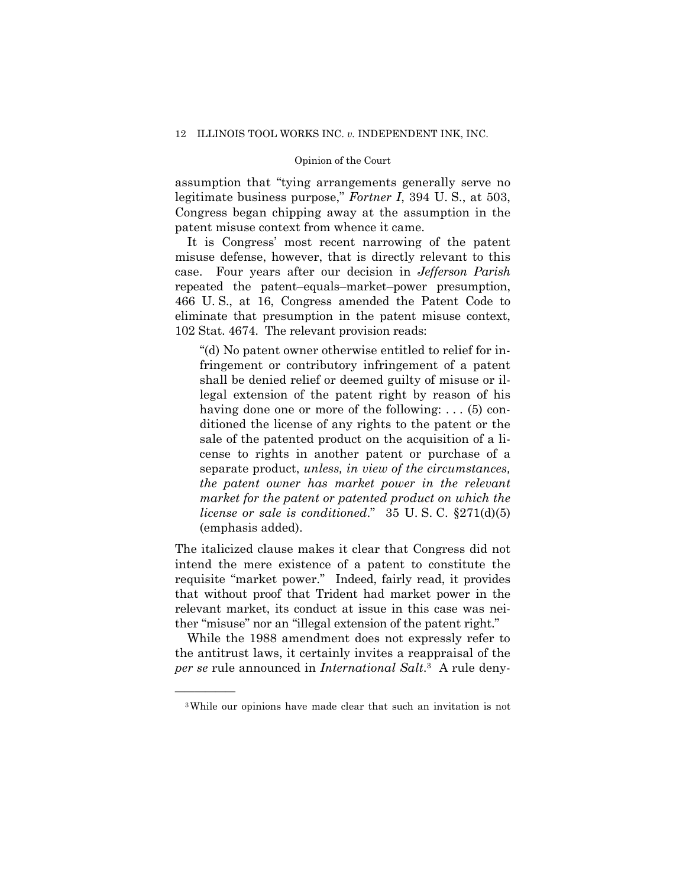assumption that "tying arrangements generally serve no legitimate business purpose," *Fortner I*, 394 U. S., at 503, Congress began chipping away at the assumption in the patent misuse context from whence it came.

It is Congress' most recent narrowing of the patent misuse defense, however, that is directly relevant to this case. Four years after our decision in *Jefferson Parish* repeated the patent–equals–market–power presumption, 466 U. S., at 16, Congress amended the Patent Code to eliminate that presumption in the patent misuse context, 102 Stat. 4674. The relevant provision reads:

> "(d) No patent owner otherwise entitled to relief for infringement or contributory infringement of a patent shall be denied relief or deemed guilty of misuse or illegal extension of the patent right by reason of his having done one or more of the following: . . . (5) conditioned the license of any rights to the patent or the sale of the patented product on the acquisition of a license to rights in another patent or purchase of a separate product, *unless, in view of the circumstances, the patent owner has market power in the relevant market for the patent or patented product on which the license or sale is conditioned*." 35 U. S. C. §271(d)(5) (emphasis added).

The italicized clause makes it clear that Congress did not intend the mere existence of a patent to constitute the requisite "market power." Indeed, fairly read, it provides that without proof that Trident had market power in the relevant market, its conduct at issue in this case was neither "misuse" nor an "illegal extension of the patent right."

While the 1988 amendment does not expressly refer to the antitrust laws, it certainly invites a reappraisal of the *per se* rule announced in *International Salt*.[3] A rule deny-

[3] While our opinions have made clear that such an invitation is not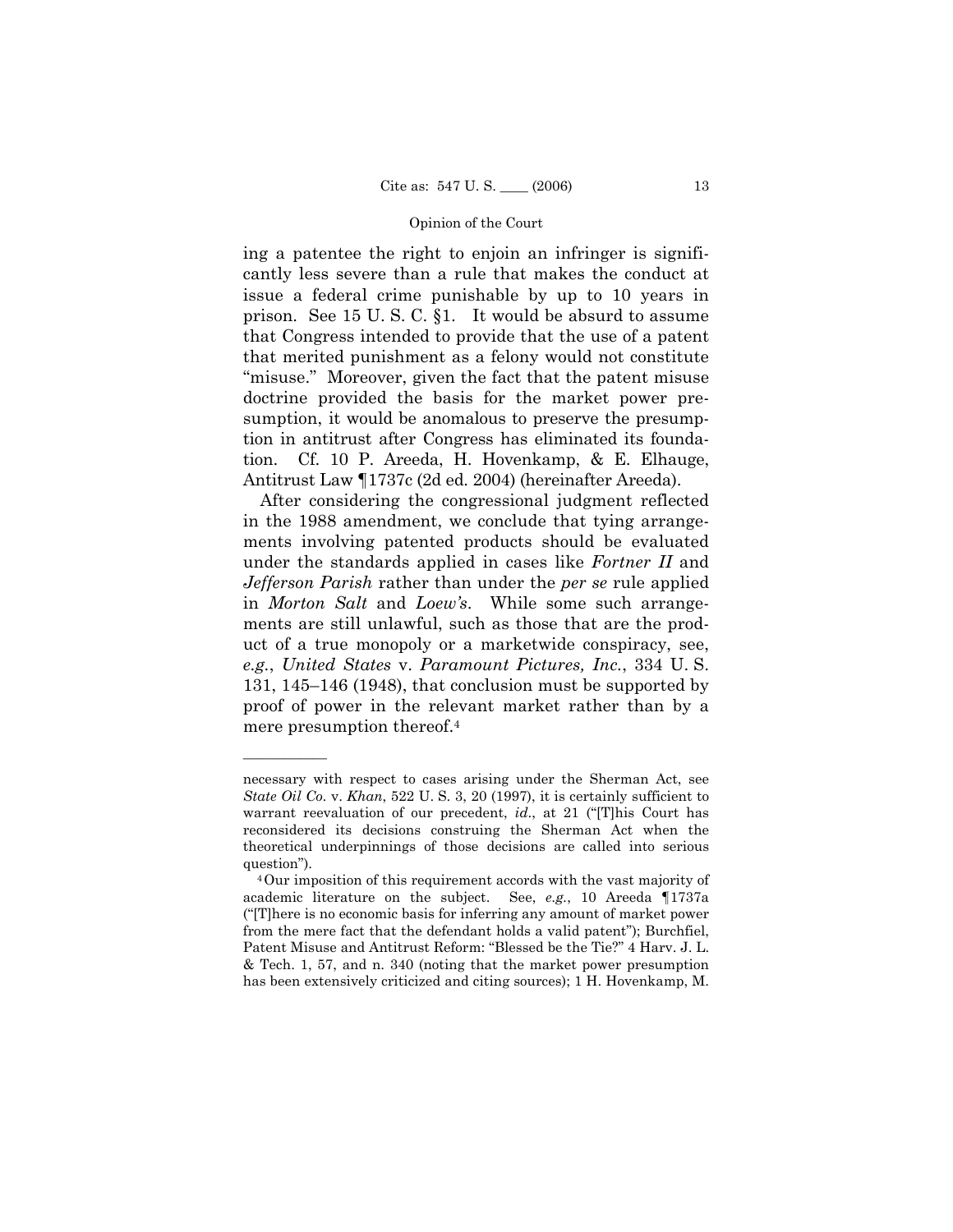ing a patentee the right to enjoin an infringer is significantly less severe than a rule that makes the conduct at issue a federal crime punishable by up to 10 years in prison. See 15 U. S. C. §1. It would be absurd to assume that Congress intended to provide that the use of a patent that merited punishment as a felony would not constitute "misuse." Moreover, given the fact that the patent misuse doctrine provided the basis for the market power presumption, it would be anomalous to preserve the presumption in antitrust after Congress has eliminated its foundation. Cf. 10 P. Areeda, H. Hovenkamp, & E. Elhauge, Antitrust Law ¶1737c (2d ed. 2004) (hereinafter Areeda).

After considering the congressional judgment reflected in the 1988 amendment, we conclude that tying arrangements involving patented products should be evaluated under the standards applied in cases like *Fortner II* and *Jefferson Parish* rather than under the *per se* rule applied in *Morton Salt* and *Loew's*. While some such arrangements are still unlawful, such as those that are the product of a true monopoly or a marketwide conspiracy, see, *e.g.*, *United States* v. *Paramount Pictures, Inc.*, 334 U. S. 131, 145–146 (1948), that conclusion must be supported by proof of power in the relevant market rather than by a mere presumption thereof.[4]

---

necessary with respect to cases arising under the Sherman Act, see *State Oil Co.* v. *Khan*, 522 U. S. 3, 20 (1997), it is certainly sufficient to warrant reevaluation of our precedent, *id*., at 21 ("[T]his Court has reconsidered its decisions construing the Sherman Act when the theoretical underpinnings of those decisions are called into serious question").

[4] Our imposition of this requirement accords with the vast majority of academic literature on the subject. See, *e.g.*, 10 Areeda ¶1737a ("[T]here is no economic basis for inferring any amount of market power from the mere fact that the defendant holds a valid patent"); Burchfiel, Patent Misuse and Antitrust Reform: "Blessed be the Tie?" 4 Harv. J. L. & Tech. 1, 57, and n. 340 (noting that the market power presumption has been extensively criticized and citing sources); 1 H. Hovenkamp, M.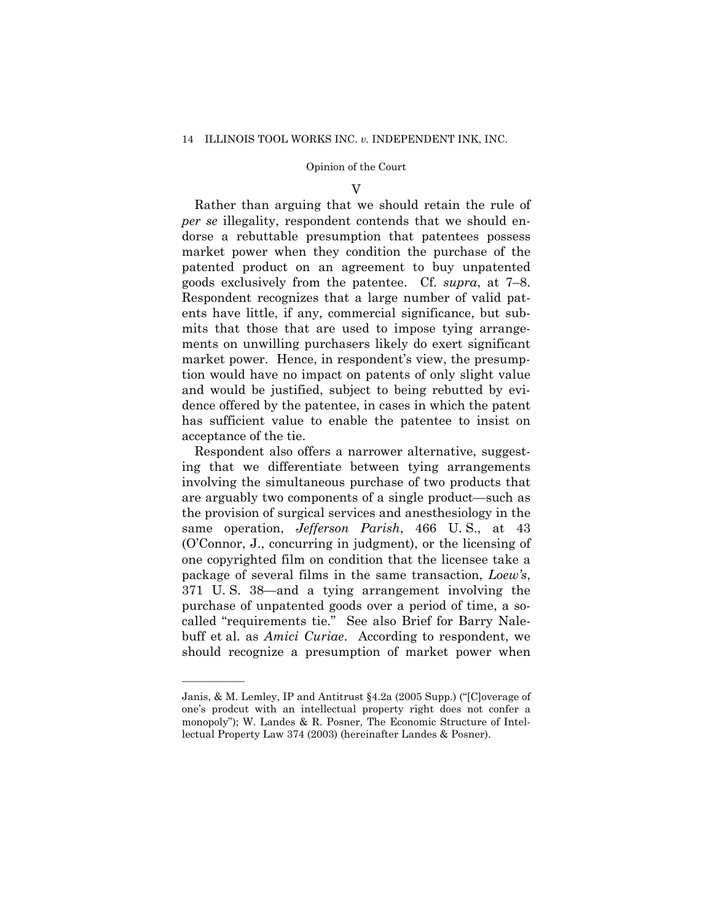## V

Rather than arguing that we should retain the rule of *per se* illegality, respondent contends that we should endorse a rebuttable presumption that patentees possess market power when they condition the purchase of the patented product on an agreement to buy unpatented goods exclusively from the patentee. Cf. *supra*, at 7–8. Respondent recognizes that a large number of valid patents have little, if any, commercial significance, but submits that those that are used to impose tying arrangements on unwilling purchasers likely do exert significant market power. Hence, in respondent's view, the presumption would have no impact on patents of only slight value and would be justified, subject to being rebutted by evidence offered by the patentee, in cases in which the patent has sufficient value to enable the patentee to insist on acceptance of the tie.

Respondent also offers a narrower alternative, suggesting that we differentiate between tying arrangements involving the simultaneous purchase of two products that are arguably two components of a single product—such as the provision of surgical services and anesthesiology in the same operation, *Jefferson Parish*, 466 U. S., at 43 (O'Connor, J., concurring in judgment), or the licensing of one copyrighted film on condition that the licensee take a package of several films in the same transaction, *Loew's*, 371 U. S. 38—and a tying arrangement involving the purchase of unpatented goods over a period of time, a so-called "requirements tie." See also Brief for Barry Nalebuff et al. as *Amici Curiae*. According to respondent, we should recognize a presumption of market power when

---

Janis, & M. Lemley, IP and Antitrust §4.2a (2005 Supp.) ("[C]overage of one's prodcut with an intellectual property right does not confer a monopoly"); W. Landes & R. Posner, The Economic Structure of Intellectual Property Law 374 (2003) (hereinafter Landes & Posner).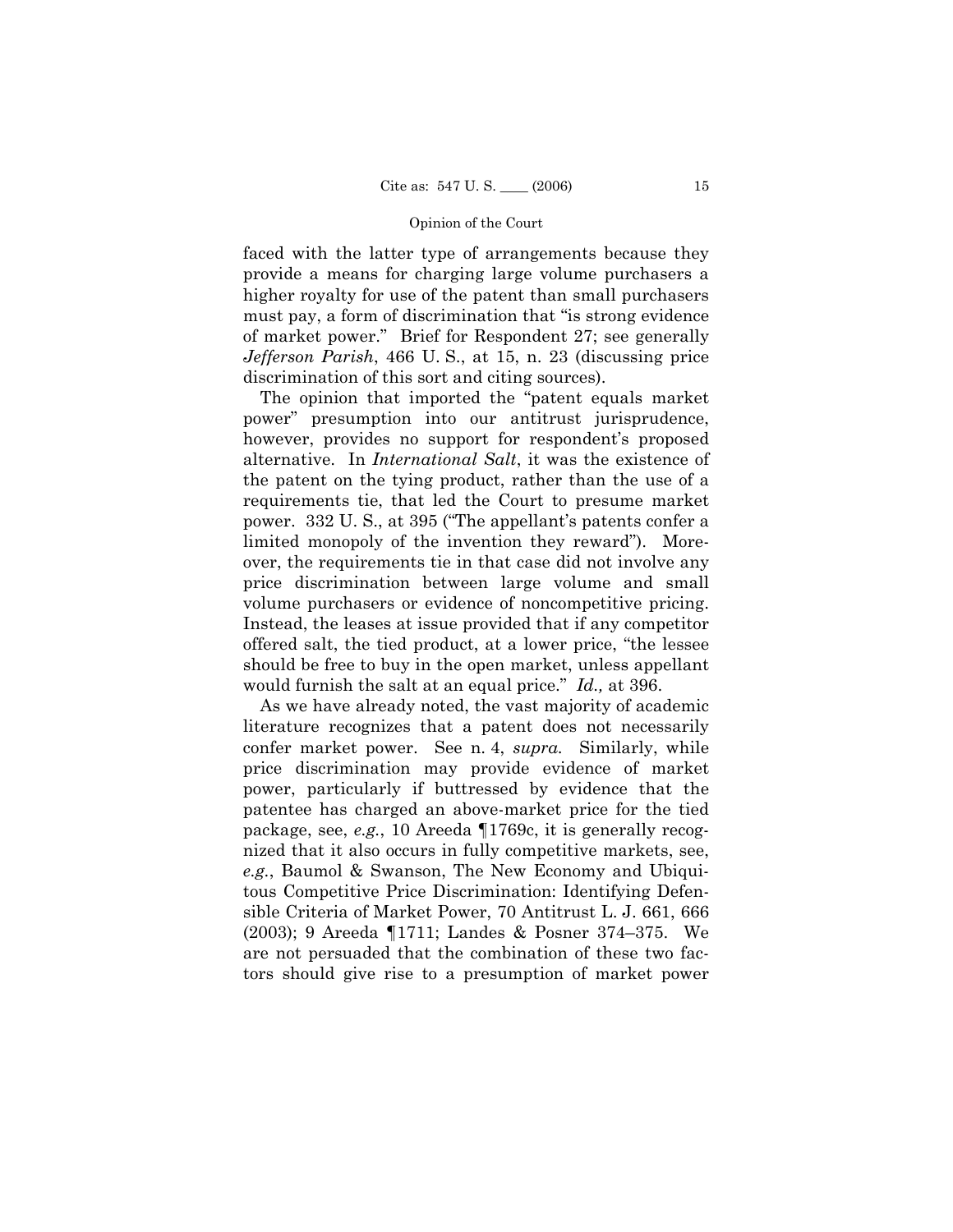faced with the latter type of arrangements because they provide a means for charging large volume purchasers a higher royalty for use of the patent than small purchasers must pay, a form of discrimination that "is strong evidence of market power." Brief for Respondent 27; see generally *Jefferson Parish*, 466 U. S., at 15, n. 23 (discussing price discrimination of this sort and citing sources).

The opinion that imported the "patent equals market power" presumption into our antitrust jurisprudence, however, provides no support for respondent's proposed alternative. In *International Salt*, it was the existence of the patent on the tying product, rather than the use of a requirements tie, that led the Court to presume market power. 332 U. S., at 395 ("The appellant's patents confer a limited monopoly of the invention they reward"). Moreover, the requirements tie in that case did not involve any price discrimination between large volume and small volume purchasers or evidence of noncompetitive pricing. Instead, the leases at issue provided that if any competitor offered salt, the tied product, at a lower price, "the lessee should be free to buy in the open market, unless appellant would furnish the salt at an equal price." *Id.,* at 396.

As we have already noted, the vast majority of academic literature recognizes that a patent does not necessarily confer market power. See n. 4, *supra.* Similarly, while price discrimination may provide evidence of market power, particularly if buttressed by evidence that the patentee has charged an above-market price for the tied package, see, *e.g.*, 10 Areeda ¶1769c, it is generally recognized that it also occurs in fully competitive markets, see, *e.g.*, Baumol & Swanson, The New Economy and Ubiquitous Competitive Price Discrimination: Identifying Defensible Criteria of Market Power, 70 Antitrust L. J. 661, 666 (2003); 9 Areeda ¶1711; Landes & Posner 374–375. We are not persuaded that the combination of these two factors should give rise to a presumption of market power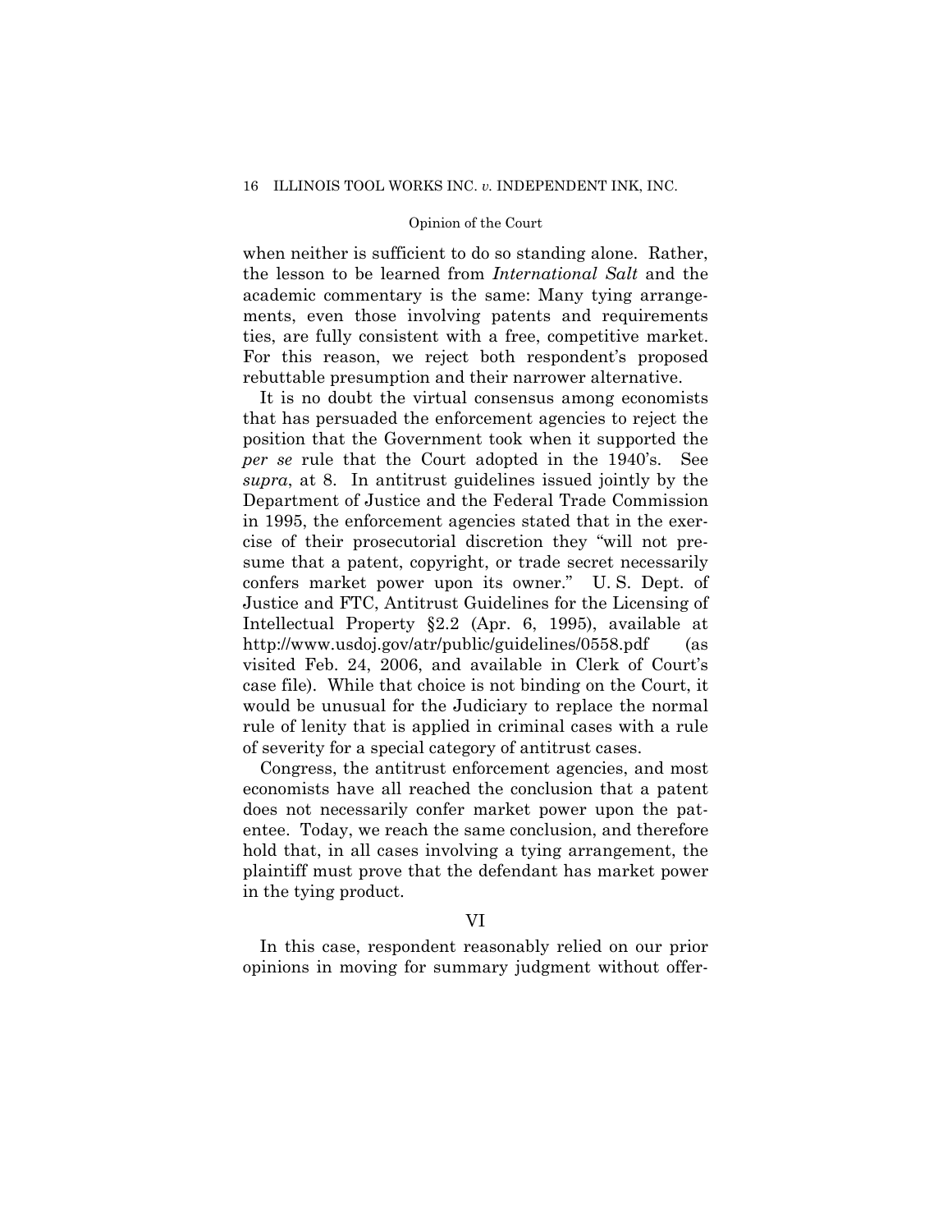when neither is sufficient to do so standing alone. Rather, the lesson to be learned from *International Salt* and the academic commentary is the same: Many tying arrangements, even those involving patents and requirements ties, are fully consistent with a free, competitive market. For this reason, we reject both respondent's proposed rebuttable presumption and their narrower alternative.

It is no doubt the virtual consensus among economists that has persuaded the enforcement agencies to reject the position that the Government took when it supported the *per se* rule that the Court adopted in the 1940's. See *supra*, at 8. In antitrust guidelines issued jointly by the Department of Justice and the Federal Trade Commission in 1995, the enforcement agencies stated that in the exercise of their prosecutorial discretion they "will not presume that a patent, copyright, or trade secret necessarily confers market power upon its owner." U. S. Dept. of Justice and FTC, Antitrust Guidelines for the Licensing of Intellectual Property §2.2 (Apr. 6, 1995), available at http://www.usdoj.gov/atr/public/guidelines/0558.pdf (as visited Feb. 24, 2006, and available in Clerk of Court's case file). While that choice is not binding on the Court, it would be unusual for the Judiciary to replace the normal rule of lenity that is applied in criminal cases with a rule of severity for a special category of antitrust cases.

Congress, the antitrust enforcement agencies, and most economists have all reached the conclusion that a patent does not necessarily confer market power upon the patentee. Today, we reach the same conclusion, and therefore hold that, in all cases involving a tying arrangement, the plaintiff must prove that the defendant has market power in the tying product.

## VI

In this case, respondent reasonably relied on our prior opinions in moving for summary judgment without offer-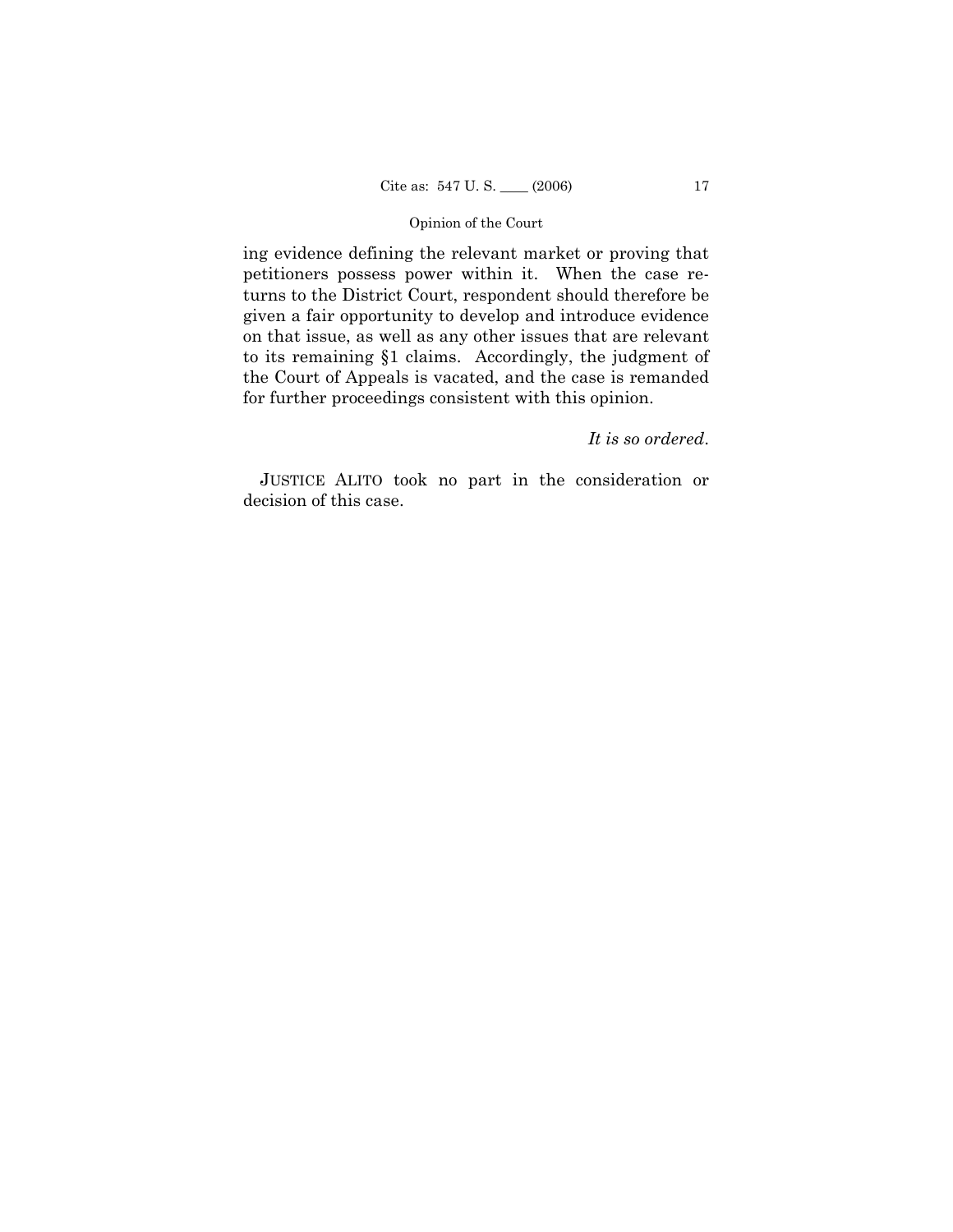ing evidence defining the relevant market or proving that petitioners possess power within it. When the case returns to the District Court, respondent should therefore be given a fair opportunity to develop and introduce evidence on that issue, as well as any other issues that are relevant to its remaining §1 claims. Accordingly, the judgment of the Court of Appeals is vacated, and the case is remanded for further proceedings consistent with this opinion.

*It is so ordered.*

JUSTICE ALITO took no part in the consideration or decision of this case.